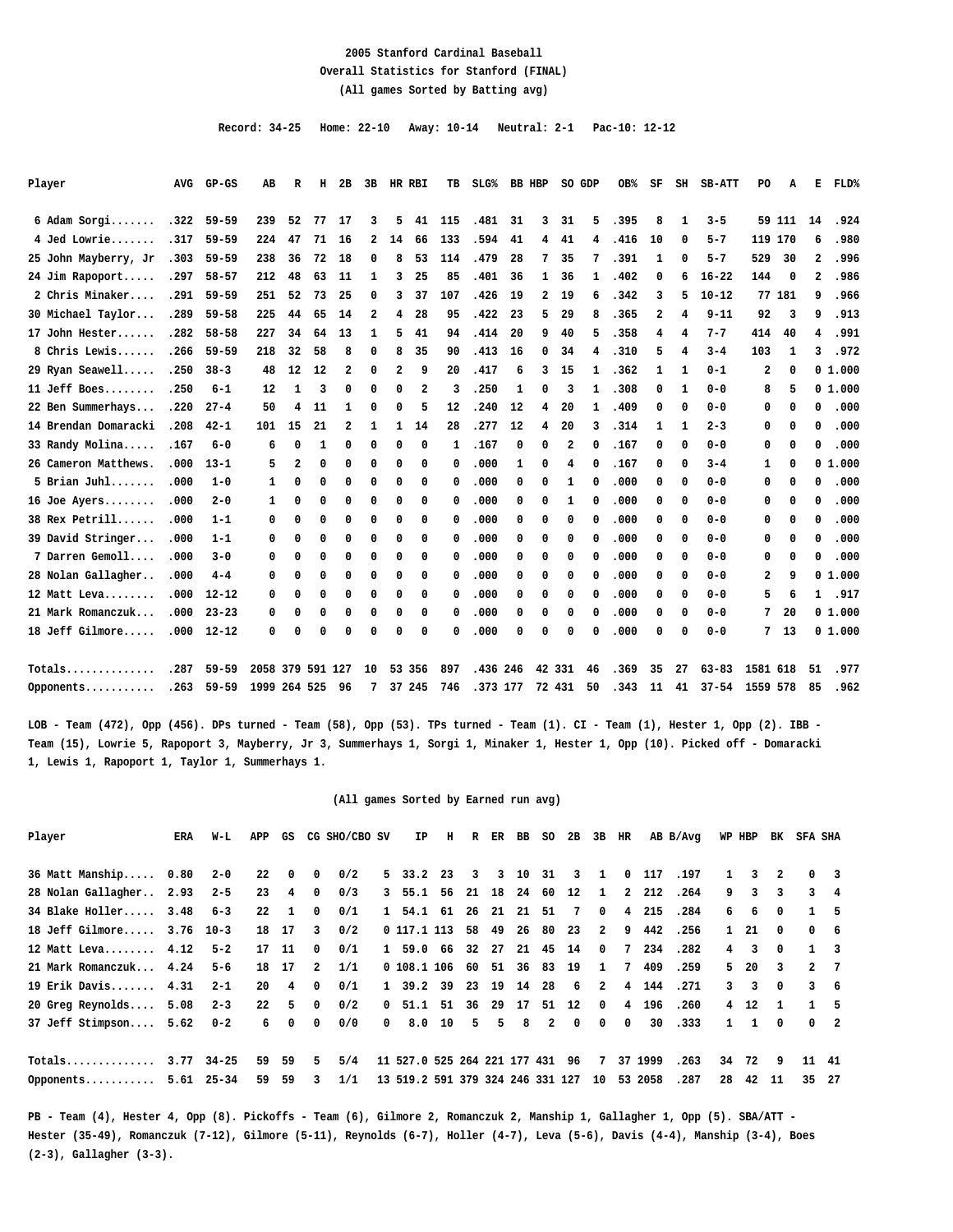# 2005 Stanford Cardinal Baseball

## Overall Statistics for Stanford (FINAL)

### (All games Sorted by Batting avg)

Record: 34-25   Home: 22-10   Away: 10-14   Neutral: 2-1   Pac-10: 12-12

| Player | AVG | GP-GS | AB | R | H | 2B | 3B | HR | RBI | TB | SLG% | BB | HBP | SO | GDP | OB% | SF | SH | SB-ATT | PO | A | E | FLD% |
|---|---|---|---|---|---|---|---|---|---|---|---|---|---|---|---|---|---|---|---|---|---|---|---|
| 6 Adam Sorgi....... | .322 | 59-59 | 239 | 52 | 77 | 17 | 3 | 5 | 41 | 115 | .481 | 31 | 3 | 31 | 5 | .395 | 8 | 1 | 3-5 | 59 | 111 | 14 | .924 |
| 4 Jed Lowrie....... | .317 | 59-59 | 224 | 47 | 71 | 16 | 2 | 14 | 66 | 133 | .594 | 41 | 4 | 41 | 4 | .416 | 10 | 0 | 5-7 | 119 | 170 | 6 | .980 |
| 25 John Mayberry, Jr | .303 | 59-59 | 238 | 36 | 72 | 18 | 0 | 8 | 53 | 114 | .479 | 28 | 7 | 35 | 7 | .391 | 1 | 0 | 5-7 | 529 | 30 | 2 | .996 |
| 24 Jim Rapoport..... | .297 | 58-57 | 212 | 48 | 63 | 11 | 1 | 3 | 25 | 85 | .401 | 36 | 1 | 36 | 1 | .402 | 0 | 6 | 16-22 | 144 | 0 | 2 | .986 |
| 2 Chris Minaker.... | .291 | 59-59 | 251 | 52 | 73 | 25 | 0 | 3 | 37 | 107 | .426 | 19 | 2 | 19 | 6 | .342 | 3 | 5 | 10-12 | 77 | 181 | 9 | .966 |
| 30 Michael Taylor... | .289 | 59-58 | 225 | 44 | 65 | 14 | 2 | 4 | 28 | 95 | .422 | 23 | 5 | 29 | 8 | .365 | 2 | 4 | 9-11 | 92 | 3 | 9 | .913 |
| 17 John Hester...... | .282 | 58-58 | 227 | 34 | 64 | 13 | 1 | 5 | 41 | 94 | .414 | 20 | 9 | 40 | 5 | .358 | 4 | 4 | 7-7 | 414 | 40 | 4 | .991 |
| 8 Chris Lewis...... | .266 | 59-59 | 218 | 32 | 58 | 8 | 0 | 8 | 35 | 90 | .413 | 16 | 0 | 34 | 4 | .310 | 5 | 4 | 3-4 | 103 | 1 | 3 | .972 |
| 29 Ryan Seawell..... | .250 | 38-3 | 48 | 12 | 12 | 2 | 0 | 2 | 9 | 20 | .417 | 6 | 3 | 15 | 1 | .362 | 1 | 1 | 0-1 | 2 | 0 | 0 | 1.000 |
| 11 Jeff Boes........ | .250 | 6-1 | 12 | 1 | 3 | 0 | 0 | 0 | 2 | 3 | .250 | 1 | 0 | 3 | 1 | .308 | 0 | 1 | 0-0 | 8 | 5 | 0 | 1.000 |
| 22 Ben Summerhays... | .220 | 27-4 | 50 | 4 | 11 | 1 | 0 | 0 | 5 | 12 | .240 | 12 | 4 | 20 | 1 | .409 | 0 | 0 | 0-0 | 0 | 0 | 0 | .000 |
| 14 Brendan Domaracki | .208 | 42-1 | 101 | 15 | 21 | 2 | 1 | 1 | 14 | 28 | .277 | 12 | 4 | 20 | 3 | .314 | 1 | 1 | 2-3 | 0 | 0 | 0 | .000 |
| 33 Randy Molina..... | .167 | 6-0 | 6 | 0 | 1 | 0 | 0 | 0 | 0 | 1 | .167 | 0 | 0 | 2 | 0 | .167 | 0 | 0 | 0-0 | 0 | 0 | 0 | .000 |
| 26 Cameron Matthews. | .000 | 13-1 | 5 | 2 | 0 | 0 | 0 | 0 | 0 | 0 | .000 | 1 | 0 | 4 | 0 | .167 | 0 | 0 | 3-4 | 1 | 0 | 0 | 1.000 |
| 5 Brian Juhl....... | .000 | 1-0 | 1 | 0 | 0 | 0 | 0 | 0 | 0 | 0 | .000 | 0 | 0 | 1 | 0 | .000 | 0 | 0 | 0-0 | 0 | 0 | 0 | .000 |
| 16 Joe Ayers........ | .000 | 2-0 | 1 | 0 | 0 | 0 | 0 | 0 | 0 | 0 | .000 | 0 | 0 | 1 | 0 | .000 | 0 | 0 | 0-0 | 0 | 0 | 0 | .000 |
| 38 Rex Petrill...... | .000 | 1-1 | 0 | 0 | 0 | 0 | 0 | 0 | 0 | 0 | .000 | 0 | 0 | 0 | 0 | .000 | 0 | 0 | 0-0 | 0 | 0 | 0 | .000 |
| 39 David Stringer... | .000 | 1-1 | 0 | 0 | 0 | 0 | 0 | 0 | 0 | 0 | .000 | 0 | 0 | 0 | 0 | .000 | 0 | 0 | 0-0 | 0 | 0 | 0 | .000 |
| 7 Darren Gemoll.... | .000 | 3-0 | 0 | 0 | 0 | 0 | 0 | 0 | 0 | 0 | .000 | 0 | 0 | 0 | 0 | .000 | 0 | 0 | 0-0 | 0 | 0 | 0 | .000 |
| 28 Nolan Gallagher.. | .000 | 4-4 | 0 | 0 | 0 | 0 | 0 | 0 | 0 | 0 | .000 | 0 | 0 | 0 | 0 | .000 | 0 | 0 | 0-0 | 2 | 9 | 0 | 1.000 |
| 12 Matt Leva........ | .000 | 12-12 | 0 | 0 | 0 | 0 | 0 | 0 | 0 | 0 | .000 | 0 | 0 | 0 | 0 | .000 | 0 | 0 | 0-0 | 5 | 6 | 1 | .917 |
| 21 Mark Romanczuk... | .000 | 23-23 | 0 | 0 | 0 | 0 | 0 | 0 | 0 | 0 | .000 | 0 | 0 | 0 | 0 | .000 | 0 | 0 | 0-0 | 7 | 20 | 0 | 1.000 |
| 18 Jeff Gilmore..... | .000 | 12-12 | 0 | 0 | 0 | 0 | 0 | 0 | 0 | 0 | .000 | 0 | 0 | 0 | 0 | .000 | 0 | 0 | 0-0 | 7 | 13 | 0 | 1.000 |
| Totals.............. | .287 | 59-59 | 2058 | 379 | 591 | 127 | 10 | 53 | 356 | 897 | .436 | 246 | 42 | 331 | 46 | .369 | 35 | 27 | 63-83 | 1581 | 618 | 51 | .977 |
| Opponents........... | .263 | 59-59 | 1999 | 264 | 525 | 96 | 7 | 37 | 245 | 746 | .373 | 177 | 72 | 431 | 50 | .343 | 11 | 41 | 37-54 | 1559 | 578 | 85 | .962 |

LOB - Team (472), Opp (456). DPs turned - Team (58), Opp (53). TPs turned - Team (1). CI - Team (1), Hester 1, Opp (2). IBB - Team (15), Lowrie 5, Rapoport 3, Mayberry, Jr 3, Summerhays 1, Sorgi 1, Minaker 1, Hester 1, Opp (10). Picked off - Domaracki 1, Lewis 1, Rapoport 1, Taylor 1, Summerhays 1.

### (All games Sorted by Earned run avg)

| Player | ERA | W-L | APP | GS | CG | SHO/CBO | SV | IP | H | R | ER | BB | SO | 2B | 3B | HR | AB | B/Avg | WP | HBP | BK | SFA | SHA |
|---|---|---|---|---|---|---|---|---|---|---|---|---|---|---|---|---|---|---|---|---|---|---|---|
| 36 Matt Manship..... | 0.80 | 2-0 | 22 | 0 | 0 | 0/2 | 5 | 33.2 | 23 | 3 | 3 | 10 | 31 | 3 | 1 | 0 | 117 | .197 | 1 | 3 | 2 | 0 | 3 |
| 28 Nolan Gallagher.. | 2.93 | 2-5 | 23 | 4 | 0 | 0/3 | 3 | 55.1 | 56 | 21 | 18 | 24 | 60 | 12 | 1 | 2 | 212 | .264 | 9 | 3 | 3 | 3 | 4 |
| 34 Blake Holler..... | 3.48 | 6-3 | 22 | 1 | 0 | 0/1 | 1 | 54.1 | 61 | 26 | 21 | 21 | 51 | 7 | 0 | 4 | 215 | .284 | 6 | 6 | 0 | 1 | 5 |
| 18 Jeff Gilmore..... | 3.76 | 10-3 | 18 | 17 | 3 | 0/2 | 0 | 117.1 | 113 | 58 | 49 | 26 | 80 | 23 | 2 | 9 | 442 | .256 | 1 | 21 | 0 | 0 | 6 |
| 12 Matt Leva........ | 4.12 | 5-2 | 17 | 11 | 0 | 0/1 | 1 | 59.0 | 66 | 32 | 27 | 21 | 45 | 14 | 0 | 7 | 234 | .282 | 4 | 3 | 0 | 1 | 3 |
| 21 Mark Romanczuk... | 4.24 | 5-6 | 18 | 17 | 2 | 1/1 | 0 | 108.1 | 106 | 60 | 51 | 36 | 83 | 19 | 1 | 7 | 409 | .259 | 5 | 20 | 3 | 2 | 7 |
| 19 Erik Davis....... | 4.31 | 2-1 | 20 | 4 | 0 | 0/1 | 1 | 39.2 | 39 | 23 | 19 | 14 | 28 | 6 | 2 | 4 | 144 | .271 | 3 | 3 | 0 | 3 | 6 |
| 20 Greg Reynolds.... | 5.08 | 2-3 | 22 | 5 | 0 | 0/2 | 0 | 51.1 | 51 | 36 | 29 | 17 | 51 | 12 | 0 | 4 | 196 | .260 | 4 | 12 | 1 | 1 | 5 |
| 37 Jeff Stimpson.... | 5.62 | 0-2 | 6 | 0 | 0 | 0/0 | 0 | 8.0 | 10 | 5 | 5 | 8 | 2 | 0 | 0 | 0 | 30 | .333 | 1 | 1 | 0 | 0 | 2 |
| Totals.............. | 3.77 | 34-25 | 59 | 59 | 5 | 5/4 | 11 | 527.0 | 525 | 264 | 221 | 177 | 431 | 96 | 7 | 37 | 1999 | .263 | 34 | 72 | 9 | 11 | 41 |
| Opponents........... | 5.61 | 25-34 | 59 | 59 | 3 | 1/1 | 13 | 519.2 | 591 | 379 | 324 | 246 | 331 | 127 | 10 | 53 | 2058 | .287 | 28 | 42 | 11 | 35 | 27 |

PB - Team (4), Hester 4, Opp (8). Pickoffs - Team (6), Gilmore 2, Romanczuk 2, Manship 1, Gallagher 1, Opp (5). SBA/ATT - Hester (35-49), Romanczuk (7-12), Gilmore (5-11), Reynolds (6-7), Holler (4-7), Leva (5-6), Davis (4-4), Manship (3-4), Boes (2-3), Gallagher (3-3).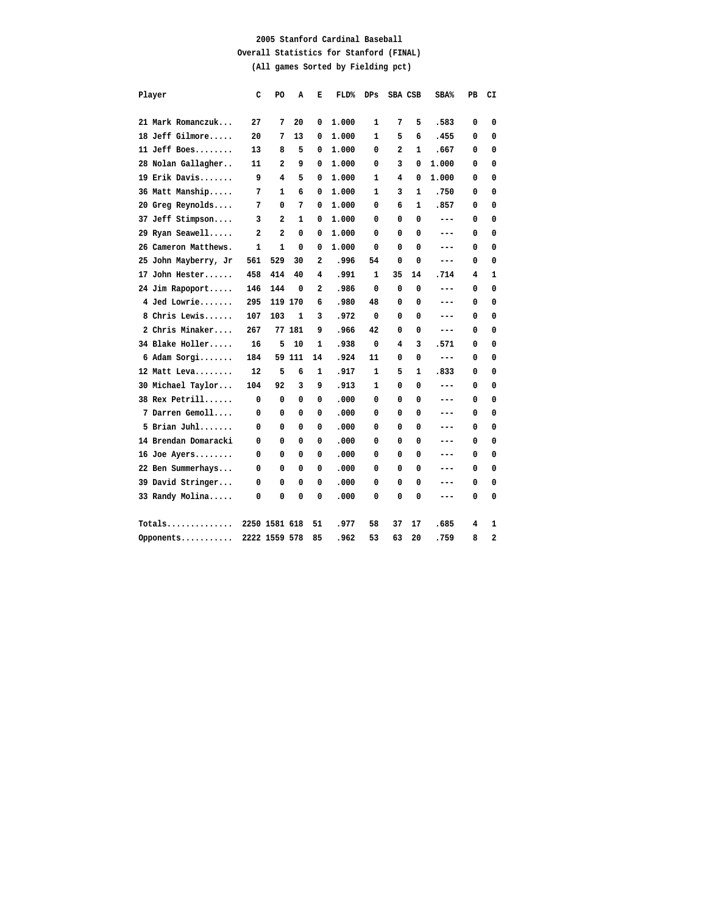**2005 Stanford Cardinal Baseball**
**Overall Statistics for Stanford (FINAL)**
**(All games Sorted by Fielding pct)**

| Player | C | PO | A | E | FLD% | DPs | SBA | CSB | SBA% | PB | CI |
|---|---|---|---|---|---|---|---|---|---|---|---|
| 21 Mark Romanczuk... | 27 | 7 | 20 | 0 | 1.000 | 1 | 7 | 5 | .583 | 0 | 0 |
| 18 Jeff Gilmore..... | 20 | 7 | 13 | 0 | 1.000 | 1 | 5 | 6 | .455 | 0 | 0 |
| 11 Jeff Boes........ | 13 | 8 | 5 | 0 | 1.000 | 0 | 2 | 1 | .667 | 0 | 0 |
| 28 Nolan Gallagher.. | 11 | 2 | 9 | 0 | 1.000 | 0 | 3 | 0 | 1.000 | 0 | 0 |
| 19 Erik Davis....... | 9 | 4 | 5 | 0 | 1.000 | 1 | 4 | 0 | 1.000 | 0 | 0 |
| 36 Matt Manship..... | 7 | 1 | 6 | 0 | 1.000 | 1 | 3 | 1 | .750 | 0 | 0 |
| 20 Greg Reynolds.... | 7 | 0 | 7 | 0 | 1.000 | 0 | 6 | 1 | .857 | 0 | 0 |
| 37 Jeff Stimpson.... | 3 | 2 | 1 | 0 | 1.000 | 0 | 0 | 0 | --- | 0 | 0 |
| 29 Ryan Seawell..... | 2 | 2 | 0 | 0 | 1.000 | 0 | 0 | 0 | --- | 0 | 0 |
| 26 Cameron Matthews. | 1 | 1 | 0 | 0 | 1.000 | 0 | 0 | 0 | --- | 0 | 0 |
| 25 John Mayberry, Jr | 561 | 529 | 30 | 2 | .996 | 54 | 0 | 0 | --- | 0 | 0 |
| 17 John Hester...... | 458 | 414 | 40 | 4 | .991 | 1 | 35 | 14 | .714 | 4 | 1 |
| 24 Jim Rapoport..... | 146 | 144 | 0 | 2 | .986 | 0 | 0 | 0 | --- | 0 | 0 |
| 4 Jed Lowrie....... | 295 | 119 | 170 | 6 | .980 | 48 | 0 | 0 | --- | 0 | 0 |
| 8 Chris Lewis...... | 107 | 103 | 1 | 3 | .972 | 0 | 0 | 0 | --- | 0 | 0 |
| 2 Chris Minaker.... | 267 | 77 | 181 | 9 | .966 | 42 | 0 | 0 | --- | 0 | 0 |
| 34 Blake Holler..... | 16 | 5 | 10 | 1 | .938 | 0 | 4 | 3 | .571 | 0 | 0 |
| 6 Adam Sorgi....... | 184 | 59 | 111 | 14 | .924 | 11 | 0 | 0 | --- | 0 | 0 |
| 12 Matt Leva........ | 12 | 5 | 6 | 1 | .917 | 1 | 5 | 1 | .833 | 0 | 0 |
| 30 Michael Taylor... | 104 | 92 | 3 | 9 | .913 | 1 | 0 | 0 | --- | 0 | 0 |
| 38 Rex Petrill...... | 0 | 0 | 0 | 0 | .000 | 0 | 0 | 0 | --- | 0 | 0 |
| 7 Darren Gemoll.... | 0 | 0 | 0 | 0 | .000 | 0 | 0 | 0 | --- | 0 | 0 |
| 5 Brian Juhl....... | 0 | 0 | 0 | 0 | .000 | 0 | 0 | 0 | --- | 0 | 0 |
| 14 Brendan Domaracki | 0 | 0 | 0 | 0 | .000 | 0 | 0 | 0 | --- | 0 | 0 |
| 16 Joe Ayers........ | 0 | 0 | 0 | 0 | .000 | 0 | 0 | 0 | --- | 0 | 0 |
| 22 Ben Summerhays... | 0 | 0 | 0 | 0 | .000 | 0 | 0 | 0 | --- | 0 | 0 |
| 39 David Stringer... | 0 | 0 | 0 | 0 | .000 | 0 | 0 | 0 | --- | 0 | 0 |
| 33 Randy Molina..... | 0 | 0 | 0 | 0 | .000 | 0 | 0 | 0 | --- | 0 | 0 |
| Totals.............. | 2250 | 1581 | 618 | 51 | .977 | 58 | 37 | 17 | .685 | 4 | 1 |
| Opponents........... | 2222 | 1559 | 578 | 85 | .962 | 53 | 63 | 20 | .759 | 8 | 2 |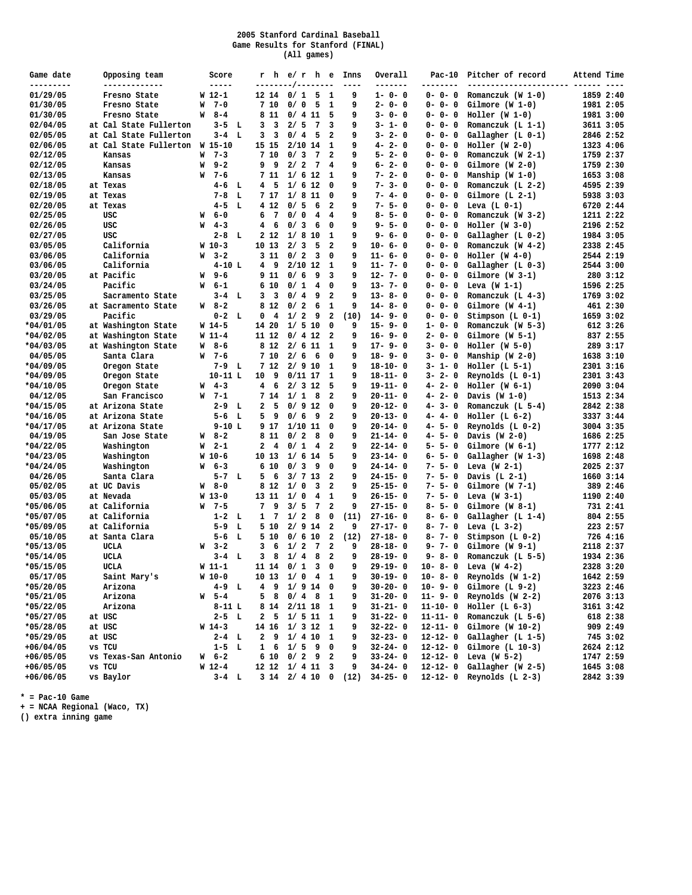# 2005 Stanford Cardinal Baseball
## Game Results for Stanford (FINAL)
### (All games)

| Game date | Opposing team | Score | r | h | e/ r | h | e | Inns | Overall | Pac-10 | Pitcher of record | Attend | Time |
|---|---|---|---|---|---|---|---|---|---|---|---|---|---|
| 01/29/05 | Fresno State | W 12-1 | 12 | 14 | 0/ 1 | 5 | 1 | 9 | 1- 0- 0 | 0- 0- 0 | Romanczuk (W 1-0) | 1859 | 2:40 |
| 01/30/05 | Fresno State | W 7-0 | 7 | 10 | 0/ 0 | 5 | 1 | 9 | 2- 0- 0 | 0- 0- 0 | Gilmore (W 1-0) | 1981 | 2:05 |
| 01/30/05 | Fresno State | W 8-4 | 8 | 11 | 0/ 4 | 11 | 5 | 9 | 3- 0- 0 | 0- 0- 0 | Holler (W 1-0) | 1981 | 3:00 |
| 02/04/05 | at Cal State Fullerton | 3-5 L | 3 | 3 | 2/ 5 | 7 | 3 | 9 | 3- 1- 0 | 0- 0- 0 | Romanczuk (L 1-1) | 3611 | 3:05 |
| 02/05/05 | at Cal State Fullerton | 3-4 L | 3 | 3 | 0/ 4 | 5 | 2 | 9 | 3- 2- 0 | 0- 0- 0 | Gallagher (L 0-1) | 2846 | 2:52 |
| 02/06/05 | at Cal State Fullerton | W 15-10 | 15 | 15 | 2/10 | 14 | 1 | 9 | 4- 2- 0 | 0- 0- 0 | Holler (W 2-0) | 1323 | 4:06 |
| 02/12/05 | Kansas | W 7-3 | 7 | 10 | 0/ 3 | 7 | 2 | 9 | 5- 2- 0 | 0- 0- 0 | Romanczuk (W 2-1) | 1759 | 2:37 |
| 02/12/05 | Kansas | W 9-2 | 9 | 9 | 2/ 2 | 7 | 4 | 9 | 6- 2- 0 | 0- 0- 0 | Gilmore (W 2-0) | 1759 | 2:30 |
| 02/13/05 | Kansas | W 7-6 | 7 | 11 | 1/ 6 | 12 | 1 | 9 | 7- 2- 0 | 0- 0- 0 | Manship (W 1-0) | 1653 | 3:08 |
| 02/18/05 | at Texas | 4-6 L | 4 | 5 | 1/ 6 | 12 | 0 | 9 | 7- 3- 0 | 0- 0- 0 | Romanczuk (L 2-2) | 4595 | 2:39 |
| 02/19/05 | at Texas | 7-8 L | 7 | 17 | 1/ 8 | 11 | 0 | 9 | 7- 4- 0 | 0- 0- 0 | Gilmore (L 2-1) | 5938 | 3:03 |
| 02/20/05 | at Texas | 4-5 L | 4 | 12 | 0/ 5 | 6 | 2 | 9 | 7- 5- 0 | 0- 0- 0 | Leva (L 0-1) | 6720 | 2:44 |
| 02/25/05 | USC | W 6-0 | 6 | 7 | 0/ 0 | 4 | 4 | 9 | 8- 5- 0 | 0- 0- 0 | Romanczuk (W 3-2) | 1211 | 2:22 |
| 02/26/05 | USC | W 4-3 | 4 | 6 | 0/ 3 | 6 | 0 | 9 | 9- 5- 0 | 0- 0- 0 | Holler (W 3-0) | 2196 | 2:52 |
| 02/27/05 | USC | 2-8 L | 2 | 12 | 1/ 8 | 10 | 1 | 9 | 9- 6- 0 | 0- 0- 0 | Gallagher (L 0-2) | 1984 | 3:05 |
| 03/05/05 | California | W 10-3 | 10 | 13 | 2/ 3 | 5 | 2 | 9 | 10- 6- 0 | 0- 0- 0 | Romanczuk (W 4-2) | 2338 | 2:45 |
| 03/06/05 | California | W 3-2 | 3 | 11 | 0/ 2 | 3 | 0 | 9 | 11- 6- 0 | 0- 0- 0 | Holler (W 4-0) | 2544 | 2:19 |
| 03/06/05 | California | 4-10 L | 4 | 9 | 2/10 | 12 | 1 | 9 | 11- 7- 0 | 0- 0- 0 | Gallagher (L 0-3) | 2544 | 3:00 |
| 03/20/05 | at Pacific | W 9-6 | 9 | 11 | 0/ 6 | 9 | 3 | 9 | 12- 7- 0 | 0- 0- 0 | Gilmore (W 3-1) | 280 | 3:12 |
| 03/24/05 | Pacific | W 6-1 | 6 | 10 | 0/ 1 | 4 | 0 | 9 | 13- 7- 0 | 0- 0- 0 | Leva (W 1-1) | 1596 | 2:25 |
| 03/25/05 | Sacramento State | 3-4 L | 3 | 3 | 0/ 4 | 9 | 2 | 9 | 13- 8- 0 | 0- 0- 0 | Romanczuk (L 4-3) | 1769 | 3:02 |
| 03/26/05 | at Sacramento State | W 8-2 | 8 | 12 | 0/ 2 | 6 | 1 | 9 | 14- 8- 0 | 0- 0- 0 | Gilmore (W 4-1) | 461 | 2:30 |
| 03/29/05 | Pacific | 0-2 L | 0 | 4 | 1/ 2 | 9 | 2 | (10) | 14- 9- 0 | 0- 0- 0 | Stimpson (L 0-1) | 1659 | 3:02 |
| *04/01/05 | at Washington State | W 14-5 | 14 | 20 | 1/ 5 | 10 | 0 | 9 | 15- 9- 0 | 1- 0- 0 | Romanczuk (W 5-3) | 612 | 3:26 |
| *04/02/05 | at Washington State | W 11-4 | 11 | 12 | 0/ 4 | 12 | 2 | 9 | 16- 9- 0 | 2- 0- 0 | Gilmore (W 5-1) | 837 | 2:55 |
| *04/03/05 | at Washington State | W 8-6 | 8 | 12 | 2/ 6 | 11 | 1 | 9 | 17- 9- 0 | 3- 0- 0 | Holler (W 5-0) | 289 | 3:17 |
| 04/05/05 | Santa Clara | W 7-6 | 7 | 10 | 2/ 6 | 6 | 0 | 9 | 18- 9- 0 | 3- 0- 0 | Manship (W 2-0) | 1638 | 3:10 |
| *04/09/05 | Oregon State | 7-9 L | 7 | 12 | 2/ 9 | 10 | 1 | 9 | 18-10- 0 | 3- 1- 0 | Holler (L 5-1) | 2301 | 3:16 |
| *04/09/05 | Oregon State | 10-11 L | 10 | 9 | 0/11 | 17 | 1 | 9 | 18-11- 0 | 3- 2- 0 | Reynolds (L 0-1) | 2301 | 3:43 |
| *04/10/05 | Oregon State | W 4-3 | 4 | 6 | 2/ 3 | 12 | 5 | 9 | 19-11- 0 | 4- 2- 0 | Holler (W 6-1) | 2090 | 3:04 |
| 04/12/05 | San Francisco | W 7-1 | 7 | 14 | 1/ 1 | 8 | 2 | 9 | 20-11- 0 | 4- 2- 0 | Davis (W 1-0) | 1513 | 2:34 |
| *04/15/05 | at Arizona State | 2-9 L | 2 | 5 | 0/ 9 | 12 | 0 | 9 | 20-12- 0 | 4- 3- 0 | Romanczuk (L 5-4) | 2842 | 2:38 |
| *04/16/05 | at Arizona State | 5-6 L | 5 | 9 | 0/ 6 | 9 | 2 | 9 | 20-13- 0 | 4- 4- 0 | Holler (L 6-2) | 3337 | 3:44 |
| *04/17/05 | at Arizona State | 9-10 L | 9 | 17 | 1/10 | 11 | 0 | 9 | 20-14- 0 | 4- 5- 0 | Reynolds (L 0-2) | 3004 | 3:35 |
| 04/19/05 | San Jose State | W 8-2 | 8 | 11 | 0/ 2 | 8 | 0 | 9 | 21-14- 0 | 4- 5- 0 | Davis (W 2-0) | 1686 | 2:25 |
| *04/22/05 | Washington | W 2-1 | 2 | 4 | 0/ 1 | 4 | 2 | 9 | 22-14- 0 | 5- 5- 0 | Gilmore (W 6-1) | 1777 | 2:12 |
| *04/23/05 | Washington | W 10-6 | 10 | 13 | 1/ 6 | 14 | 5 | 9 | 23-14- 0 | 6- 5- 0 | Gallagher (W 1-3) | 1698 | 2:48 |
| *04/24/05 | Washington | W 6-3 | 6 | 10 | 0/ 3 | 9 | 0 | 9 | 24-14- 0 | 7- 5- 0 | Leva (W 2-1) | 2025 | 2:37 |
| 04/26/05 | Santa Clara | 5-7 L | 5 | 6 | 3/ 7 | 13 | 2 | 9 | 24-15- 0 | 7- 5- 0 | Davis (L 2-1) | 1660 | 3:14 |
| 05/02/05 | at UC Davis | W 8-0 | 8 | 12 | 1/ 0 | 3 | 2 | 9 | 25-15- 0 | 7- 5- 0 | Gilmore (W 7-1) | 389 | 2:46 |
| 05/03/05 | at Nevada | W 13-0 | 13 | 11 | 1/ 0 | 4 | 1 | 9 | 26-15- 0 | 7- 5- 0 | Leva (W 3-1) | 1190 | 2:40 |
| *05/06/05 | at California | W 7-5 | 7 | 9 | 3/ 5 | 7 | 2 | 9 | 27-15- 0 | 8- 5- 0 | Gilmore (W 8-1) | 731 | 2:41 |
| *05/07/05 | at California | 1-2 L | 1 | 7 | 1/ 2 | 8 | 0 | (11) | 27-16- 0 | 8- 6- 0 | Gallagher (L 1-4) | 804 | 2:55 |
| *05/09/05 | at California | 5-9 L | 5 | 10 | 2/ 9 | 14 | 2 | 9 | 27-17- 0 | 8- 7- 0 | Leva (L 3-2) | 223 | 2:57 |
| 05/10/05 | at Santa Clara | 5-6 L | 5 | 10 | 0/ 6 | 10 | 2 | (12) | 27-18- 0 | 8- 7- 0 | Stimpson (L 0-2) | 726 | 4:16 |
| *05/13/05 | UCLA | W 3-2 | 3 | 6 | 1/ 2 | 7 | 2 | 9 | 28-18- 0 | 9- 7- 0 | Gilmore (W 9-1) | 2118 | 2:37 |
| *05/14/05 | UCLA | 3-4 L | 3 | 8 | 1/ 4 | 8 | 2 | 9 | 28-19- 0 | 9- 8- 0 | Romanczuk (L 5-5) | 1934 | 2:36 |
| *05/15/05 | UCLA | W 11-1 | 11 | 14 | 0/ 1 | 3 | 0 | 9 | 29-19- 0 | 10- 8- 0 | Leva (W 4-2) | 2328 | 3:20 |
| 05/17/05 | Saint Mary's | W 10-0 | 10 | 13 | 1/ 0 | 4 | 1 | 9 | 30-19- 0 | 10- 8- 0 | Reynolds (W 1-2) | 1642 | 2:59 |
| *05/20/05 | Arizona | 4-9 L | 4 | 9 | 1/ 9 | 14 | 0 | 9 | 30-20- 0 | 10- 9- 0 | Gilmore (L 9-2) | 3223 | 2:46 |
| *05/21/05 | Arizona | W 5-4 | 5 | 8 | 0/ 4 | 8 | 1 | 9 | 31-20- 0 | 11- 9- 0 | Reynolds (W 2-2) | 2076 | 3:13 |
| *05/22/05 | Arizona | 8-11 L | 8 | 14 | 2/11 | 18 | 1 | 9 | 31-21- 0 | 11-10- 0 | Holler (L 6-3) | 3161 | 3:42 |
| *05/27/05 | at USC | 2-5 L | 2 | 5 | 1/ 5 | 11 | 1 | 9 | 31-22- 0 | 11-11- 0 | Romanczuk (L 5-6) | 618 | 2:38 |
| *05/28/05 | at USC | W 14-3 | 14 | 16 | 1/ 3 | 12 | 1 | 9 | 32-22- 0 | 12-11- 0 | Gilmore (W 10-2) | 909 | 2:49 |
| *05/29/05 | at USC | 2-4 L | 2 | 9 | 1/ 4 | 10 | 1 | 9 | 32-23- 0 | 12-12- 0 | Gallagher (L 1-5) | 745 | 3:02 |
| +06/04/05 | vs TCU | 1-5 L | 1 | 6 | 1/ 5 | 9 | 0 | 9 | 32-24- 0 | 12-12- 0 | Gilmore (L 10-3) | 2624 | 2:12 |
| +06/05/05 | vs Texas-San Antonio | W 6-2 | 6 | 10 | 0/ 2 | 9 | 2 | 9 | 33-24- 0 | 12-12- 0 | Leva (W 5-2) | 1747 | 2:59 |
| +06/05/05 | vs TCU | W 12-4 | 12 | 12 | 1/ 4 | 11 | 3 | 9 | 34-24- 0 | 12-12- 0 | Gallagher (W 2-5) | 1645 | 3:08 |
| +06/06/05 | vs Baylor | 3-4 L | 3 | 14 | 2/ 4 | 10 | 0 | (12) | 34-25- 0 | 12-12- 0 | Reynolds (L 2-3) | 2842 | 3:39 |

\* = Pac-10 Game
+ = NCAA Regional (Waco, TX)
() extra inning game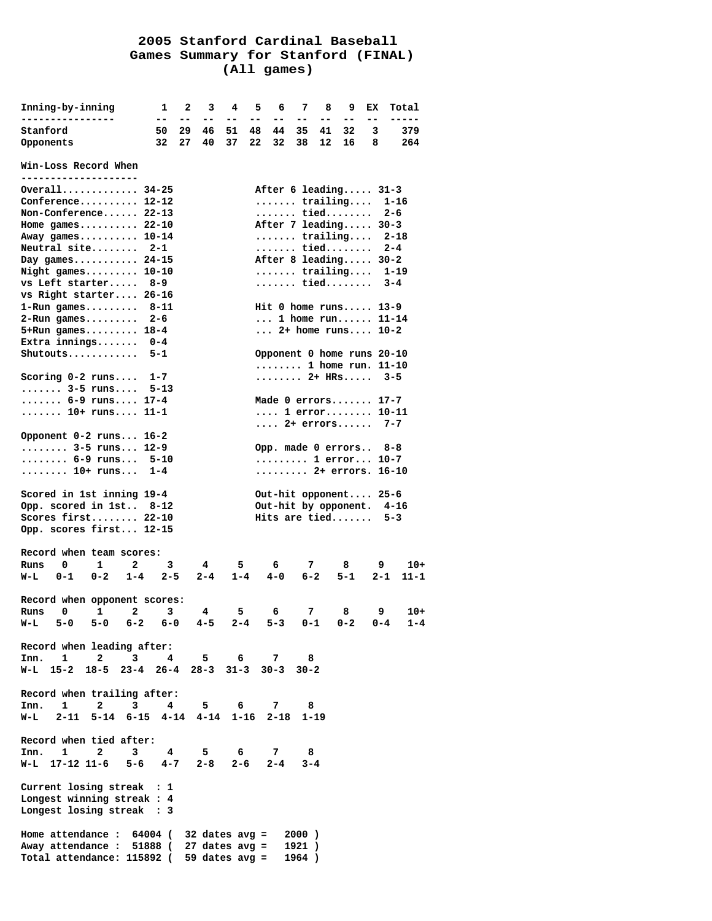# 2005 Stanford Cardinal Baseball
## Games Summary for Stanford (FINAL)
### (All games)

| Inning-by-inning | 1 | 2 | 3 | 4 | 5 | 6 | 7 | 8 | 9 | EX | Total |
|---|---|---|---|---|---|---|---|---|---|---|---|
| Stanford | 50 | 29 | 46 | 51 | 48 | 44 | 35 | 41 | 32 | 3 | 379 |
| Opponents | 32 | 27 | 40 | 37 | 22 | 32 | 38 | 12 | 16 | 8 | 264 |

**Win-Loss Record When**

| | | | |
|---|---|---|---|
| Overall | 34-25 | After 6 leading | 31-3 |
| Conference | 12-12 | ....... trailing | 1-16 |
| Non-Conference | 22-13 | ....... tied | 2-6 |
| Home games | 22-10 | After 7 leading | 30-3 |
| Away games | 10-14 | ....... trailing | 2-18 |
| Neutral site | 2-1 | ....... tied | 2-4 |
| Day games | 24-15 | After 8 leading | 30-2 |
| Night games | 10-10 | ....... trailing | 1-19 |
| vs Left starter | 8-9 | ....... tied | 3-4 |
| vs Right starter | 26-16 | | |
| 1-Run games | 8-11 | Hit 0 home runs | 13-9 |
| 2-Run games | 2-6 | ... 1 home run | 11-14 |
| 5+Run games | 18-4 | ... 2+ home runs | 10-2 |
| Extra innings | 0-4 | | |
| Shutouts | 5-1 | Opponent 0 home runs | 20-10 |
| | | ........ 1 home run | 11-10 |
| Scoring 0-2 runs | 1-7 | ........ 2+ HRs | 3-5 |
| ....... 3-5 runs | 5-13 | | |
| ....... 6-9 runs | 17-4 | Made 0 errors | 17-7 |
| ....... 10+ runs | 11-1 | .... 1 error | 10-11 |
| | | .... 2+ errors | 7-7 |
| Opponent 0-2 runs | 16-2 | | |
| ........ 3-5 runs | 12-9 | Opp. made 0 errors | 8-8 |
| ........ 6-9 runs | 5-10 | ......... 1 error | 10-7 |
| ........ 10+ runs | 1-4 | ......... 2+ errors | 16-10 |
| | | | |
| Scored in 1st inning | 19-4 | Out-hit opponent | 25-6 |
| Opp. scored in 1st | 8-12 | Out-hit by opponent | 4-16 |
| Scores first | 22-10 | Hits are tied | 5-3 |
| Opp. scores first | 12-15 | | |

**Record when team scores:**

| Runs | 0 | 1 | 2 | 3 | 4 | 5 | 6 | 7 | 8 | 9 | 10+ |
|---|---|---|---|---|---|---|---|---|---|---|---|
| W-L | 0-1 | 0-2 | 1-4 | 2-5 | 2-4 | 1-4 | 4-0 | 6-2 | 5-1 | 2-1 | 11-1 |

**Record when opponent scores:**

| Runs | 0 | 1 | 2 | 3 | 4 | 5 | 6 | 7 | 8 | 9 | 10+ |
|---|---|---|---|---|---|---|---|---|---|---|---|
| W-L | 5-0 | 5-0 | 6-2 | 6-0 | 4-5 | 2-4 | 5-3 | 0-1 | 0-2 | 0-4 | 1-4 |

**Record when leading after:**

| Inn. | 1 | 2 | 3 | 4 | 5 | 6 | 7 | 8 |
|---|---|---|---|---|---|---|---|---|
| W-L | 15-2 | 18-5 | 23-4 | 26-4 | 28-3 | 31-3 | 30-3 | 30-2 |

**Record when trailing after:**

| Inn. | 1 | 2 | 3 | 4 | 5 | 6 | 7 | 8 |
|---|---|---|---|---|---|---|---|---|
| W-L | 2-11 | 5-14 | 6-15 | 4-14 | 4-14 | 1-16 | 2-18 | 1-19 |

**Record when tied after:**

| Inn. | 1 | 2 | 3 | 4 | 5 | 6 | 7 | 8 |
|---|---|---|---|---|---|---|---|---|
| W-L | 17-12 | 11-6 | 5-6 | 4-7 | 2-8 | 2-6 | 2-4 | 3-4 |

**Current losing streak : 1**
**Longest winning streak : 4**
**Longest losing streak : 3**

**Home attendance : 64004 ( 32 dates avg = 2000 )**
**Away attendance : 51888 ( 27 dates avg = 1921 )**
**Total attendance: 115892 ( 59 dates avg = 1964 )**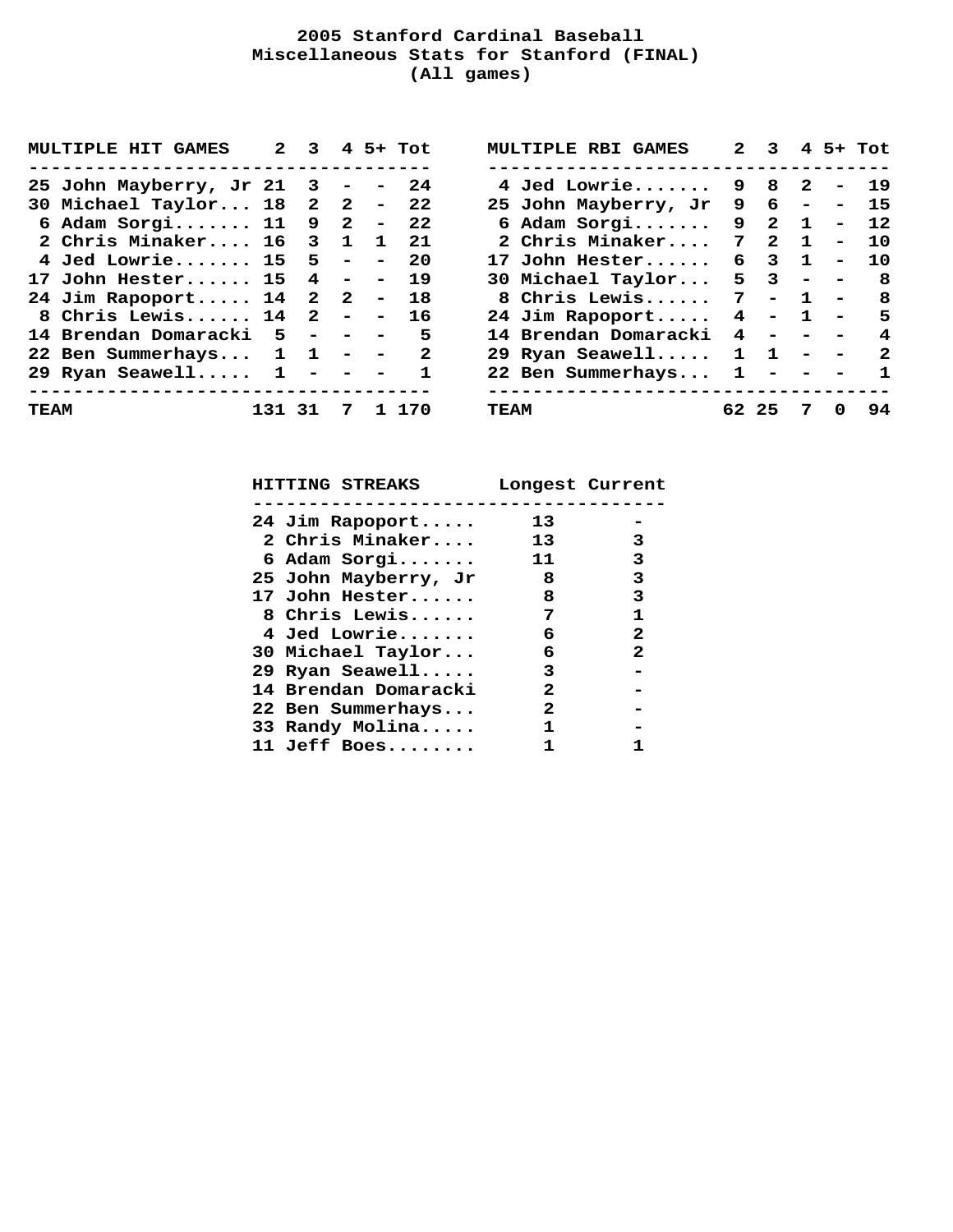# 2005 Stanford Cardinal Baseball
## Miscellaneous Stats for Stanford (FINAL)
### (All games)

| MULTIPLE HIT GAMES | 2 | 3 | 4 | 5+ | Tot |
|---|---|---|---|---|---|
| 25 John Mayberry, Jr | 21 | 3 | - | - | 24 |
| 30 Michael Taylor... | 18 | 2 | 2 | - | 22 |
| 6 Adam Sorgi....... | 11 | 9 | 2 | - | 22 |
| 2 Chris Minaker.... | 16 | 3 | 1 | 1 | 21 |
| 4 Jed Lowrie....... | 15 | 5 | - | - | 20 |
| 17 John Hester...... | 15 | 4 | - | - | 19 |
| 24 Jim Rapoport..... | 14 | 2 | 2 | - | 18 |
| 8 Chris Lewis...... | 14 | 2 | - | - | 16 |
| 14 Brendan Domaracki | 5 | - | - | - | 5 |
| 22 Ben Summerhays... | 1 | 1 | - | - | 2 |
| 29 Ryan Seawell..... | 1 | - | - | - | 1 |
| TEAM | 131 | 31 | 7 | 1 | 170 |

| MULTIPLE RBI GAMES | 2 | 3 | 4 | 5+ | Tot |
|---|---|---|---|---|---|
| 4 Jed Lowrie....... | 9 | 8 | 2 | - | 19 |
| 25 John Mayberry, Jr | 9 | 6 | - | - | 15 |
| 6 Adam Sorgi....... | 9 | 2 | 1 | - | 12 |
| 2 Chris Minaker.... | 7 | 2 | 1 | - | 10 |
| 17 John Hester...... | 6 | 3 | 1 | - | 10 |
| 30 Michael Taylor... | 5 | 3 | - | - | 8 |
| 8 Chris Lewis...... | 7 | - | 1 | - | 8 |
| 24 Jim Rapoport..... | 4 | - | 1 | - | 5 |
| 14 Brendan Domaracki | 4 | - | - | - | 4 |
| 29 Ryan Seawell..... | 1 | 1 | - | - | 2 |
| 22 Ben Summerhays... | 1 | - | - | - | 1 |
| TEAM | 62 | 25 | 7 | 0 | 94 |

| HITTING STREAKS | Longest | Current |
|---|---|---|
| 24 Jim Rapoport..... | 13 | - |
| 2 Chris Minaker.... | 13 | 3 |
| 6 Adam Sorgi....... | 11 | 3 |
| 25 John Mayberry, Jr | 8 | 3 |
| 17 John Hester...... | 8 | 3 |
| 8 Chris Lewis...... | 7 | 1 |
| 4 Jed Lowrie....... | 6 | 2 |
| 30 Michael Taylor... | 6 | 2 |
| 29 Ryan Seawell..... | 3 | - |
| 14 Brendan Domaracki | 2 | - |
| 22 Ben Summerhays... | 2 | - |
| 33 Randy Molina..... | 1 | - |
| 11 Jeff Boes........ | 1 | 1 |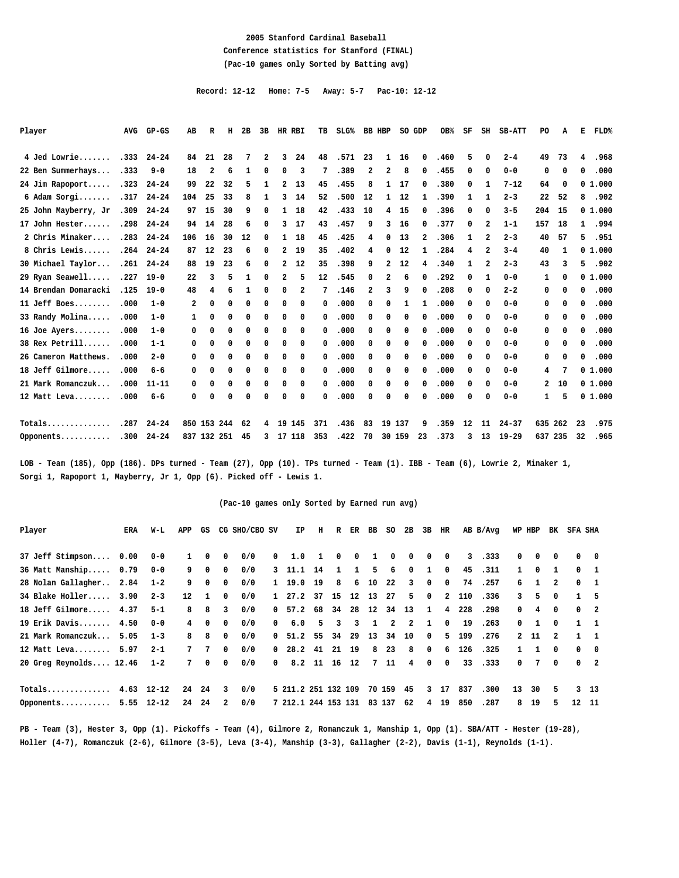# 2005 Stanford Cardinal Baseball

## Conference statistics for Stanford (FINAL)

### (Pac-10 games only Sorted by Batting avg)

Record: 12-12 Home: 7-5 Away: 5-7 Pac-10: 12-12

| Player | AVG | GP-GS | AB | R | H | 2B | 3B | HR | RBI | TB | SLG% | BB | HBP | SO | GDP | OB% | SF | SH | SB-ATT | PO | A | E | FLD% |
|---|---|---|---|---|---|---|---|---|---|---|---|---|---|---|---|---|---|---|---|---|---|---|---|
| 4 Jed Lowrie....... | .333 | 24-24 | 84 | 21 | 28 | 7 | 2 | 3 | 24 | 48 | .571 | 23 | 1 | 16 | 0 | .460 | 5 | 0 | 2-4 | 49 | 73 | 4 | .968 |
| 22 Ben Summerhays... | .333 | 9-0 | 18 | 2 | 6 | 1 | 0 | 0 | 3 | 7 | .389 | 2 | 2 | 8 | 0 | .455 | 0 | 0 | 0-0 | 0 | 0 | 0 | .000 |
| 24 Jim Rapoport..... | .323 | 24-24 | 99 | 22 | 32 | 5 | 1 | 2 | 13 | 45 | .455 | 8 | 1 | 17 | 0 | .380 | 0 | 1 | 7-12 | 64 | 0 | 0 | 1.000 |
| 6 Adam Sorgi....... | .317 | 24-24 | 104 | 25 | 33 | 8 | 1 | 3 | 14 | 52 | .500 | 12 | 1 | 12 | 1 | .390 | 1 | 1 | 2-3 | 22 | 52 | 8 | .902 |
| 25 John Mayberry, Jr | .309 | 24-24 | 97 | 15 | 30 | 9 | 0 | 1 | 18 | 42 | .433 | 10 | 4 | 15 | 0 | .396 | 0 | 0 | 3-5 | 204 | 15 | 0 | 1.000 |
| 17 John Hester...... | .298 | 24-24 | 94 | 14 | 28 | 6 | 0 | 3 | 17 | 43 | .457 | 9 | 3 | 16 | 0 | .377 | 0 | 2 | 1-1 | 157 | 18 | 1 | .994 |
| 2 Chris Minaker.... | .283 | 24-24 | 106 | 16 | 30 | 12 | 0 | 1 | 18 | 45 | .425 | 4 | 0 | 13 | 2 | .306 | 1 | 2 | 2-3 | 40 | 57 | 5 | .951 |
| 8 Chris Lewis...... | .264 | 24-24 | 87 | 12 | 23 | 6 | 0 | 2 | 19 | 35 | .402 | 4 | 0 | 12 | 1 | .284 | 4 | 2 | 3-4 | 40 | 1 | 0 | 1.000 |
| 30 Michael Taylor... | .261 | 24-24 | 88 | 19 | 23 | 6 | 0 | 2 | 12 | 35 | .398 | 9 | 2 | 12 | 4 | .340 | 1 | 2 | 2-3 | 43 | 3 | 5 | .902 |
| 29 Ryan Seawell..... | .227 | 19-0 | 22 | 3 | 5 | 1 | 0 | 2 | 5 | 12 | .545 | 0 | 2 | 6 | 0 | .292 | 0 | 1 | 0-0 | 1 | 0 | 0 | 1.000 |
| 14 Brendan Domaracki | .125 | 19-0 | 48 | 4 | 6 | 1 | 0 | 0 | 2 | 7 | .146 | 2 | 3 | 9 | 0 | .208 | 0 | 0 | 2-2 | 0 | 0 | 0 | .000 |
| 11 Jeff Boes........ | .000 | 1-0 | 2 | 0 | 0 | 0 | 0 | 0 | 0 | 0 | .000 | 0 | 0 | 1 | 1 | .000 | 0 | 0 | 0-0 | 0 | 0 | 0 | .000 |
| 33 Randy Molina..... | .000 | 1-0 | 1 | 0 | 0 | 0 | 0 | 0 | 0 | 0 | .000 | 0 | 0 | 0 | 0 | .000 | 0 | 0 | 0-0 | 0 | 0 | 0 | .000 |
| 16 Joe Ayers........ | .000 | 1-0 | 0 | 0 | 0 | 0 | 0 | 0 | 0 | 0 | .000 | 0 | 0 | 0 | 0 | .000 | 0 | 0 | 0-0 | 0 | 0 | 0 | .000 |
| 38 Rex Petrill...... | .000 | 1-1 | 0 | 0 | 0 | 0 | 0 | 0 | 0 | 0 | .000 | 0 | 0 | 0 | 0 | .000 | 0 | 0 | 0-0 | 0 | 0 | 0 | .000 |
| 26 Cameron Matthews. | .000 | 2-0 | 0 | 0 | 0 | 0 | 0 | 0 | 0 | 0 | .000 | 0 | 0 | 0 | 0 | .000 | 0 | 0 | 0-0 | 0 | 0 | 0 | .000 |
| 18 Jeff Gilmore..... | .000 | 6-6 | 0 | 0 | 0 | 0 | 0 | 0 | 0 | 0 | .000 | 0 | 0 | 0 | 0 | .000 | 0 | 0 | 0-0 | 4 | 7 | 0 | 1.000 |
| 21 Mark Romanczuk... | .000 | 11-11 | 0 | 0 | 0 | 0 | 0 | 0 | 0 | 0 | .000 | 0 | 0 | 0 | 0 | .000 | 0 | 0 | 0-0 | 2 | 10 | 0 | 1.000 |
| 12 Matt Leva........ | .000 | 6-6 | 0 | 0 | 0 | 0 | 0 | 0 | 0 | 0 | .000 | 0 | 0 | 0 | 0 | .000 | 0 | 0 | 0-0 | 1 | 5 | 0 | 1.000 |
| Totals.............. | .287 | 24-24 | 850 | 153 | 244 | 62 | 4 | 19 | 145 | 371 | .436 | 83 | 19 | 137 | 9 | .359 | 12 | 11 | 24-37 | 635 | 262 | 23 | .975 |
| Opponents........... | .300 | 24-24 | 837 | 132 | 251 | 45 | 3 | 17 | 118 | 353 | .422 | 70 | 30 | 159 | 23 | .373 | 3 | 13 | 19-29 | 637 | 235 | 32 | .965 |

LOB - Team (185), Opp (186). DPs turned - Team (27), Opp (10). TPs turned - Team (1). IBB - Team (6), Lowrie 2, Minaker 1, Sorgi 1, Rapoport 1, Mayberry, Jr 1, Opp (6). Picked off - Lewis 1.

### (Pac-10 games only Sorted by Earned run avg)

| Player | ERA | W-L | APP | GS | CG | SHO/CBO | SV | IP | H | R | ER | BB | SO | 2B | 3B | HR | AB | B/Avg | WP | HBP | BK | SFA | SHA |
|---|---|---|---|---|---|---|---|---|---|---|---|---|---|---|---|---|---|---|---|---|---|---|---|
| 37 Jeff Stimpson.... | 0.00 | 0-0 | 1 | 0 | 0 | 0/0 | 0 | 1.0 | 1 | 0 | 0 | 1 | 0 | 0 | 0 | 0 | 3 | .333 | 0 | 0 | 0 | 0 | 0 |
| 36 Matt Manship..... | 0.79 | 0-0 | 9 | 0 | 0 | 0/0 | 3 | 11.1 | 14 | 1 | 1 | 5 | 6 | 0 | 1 | 0 | 45 | .311 | 1 | 0 | 1 | 0 | 1 |
| 28 Nolan Gallagher.. | 2.84 | 1-2 | 9 | 0 | 0 | 0/0 | 1 | 19.0 | 19 | 8 | 6 | 10 | 22 | 3 | 0 | 0 | 74 | .257 | 6 | 1 | 2 | 0 | 1 |
| 34 Blake Holler..... | 3.90 | 2-3 | 12 | 1 | 0 | 0/0 | 1 | 27.2 | 37 | 15 | 12 | 13 | 27 | 5 | 0 | 2 | 110 | .336 | 3 | 5 | 0 | 1 | 5 |
| 18 Jeff Gilmore..... | 4.37 | 5-1 | 8 | 8 | 3 | 0/0 | 0 | 57.2 | 68 | 34 | 28 | 12 | 34 | 13 | 1 | 4 | 228 | .298 | 0 | 4 | 0 | 0 | 2 |
| 19 Erik Davis....... | 4.50 | 0-0 | 4 | 0 | 0 | 0/0 | 0 | 6.0 | 5 | 3 | 3 | 1 | 2 | 2 | 1 | 0 | 19 | .263 | 0 | 1 | 0 | 1 | 1 |
| 21 Mark Romanczuk... | 5.05 | 1-3 | 8 | 8 | 0 | 0/0 | 0 | 51.2 | 55 | 34 | 29 | 13 | 34 | 10 | 0 | 5 | 199 | .276 | 2 | 11 | 2 | 1 | 1 |
| 12 Matt Leva........ | 5.97 | 2-1 | 7 | 7 | 0 | 0/0 | 0 | 28.2 | 41 | 21 | 19 | 8 | 23 | 8 | 0 | 6 | 126 | .325 | 1 | 1 | 0 | 0 | 0 |
| 20 Greg Reynolds.... | 12.46 | 1-2 | 7 | 0 | 0 | 0/0 | 0 | 8.2 | 11 | 16 | 12 | 7 | 11 | 4 | 0 | 0 | 33 | .333 | 0 | 7 | 0 | 0 | 2 |
| Totals.............. | 4.63 | 12-12 | 24 | 24 | 3 | 0/0 | 5 | 211.2 | 251 | 132 | 109 | 70 | 159 | 45 | 3 | 17 | 837 | .300 | 13 | 30 | 5 | 3 | 13 |
| Opponents........... | 5.55 | 12-12 | 24 | 24 | 2 | 0/0 | 7 | 212.1 | 244 | 153 | 131 | 83 | 137 | 62 | 4 | 19 | 850 | .287 | 8 | 19 | 5 | 12 | 11 |

PB - Team (3), Hester 3, Opp (1). Pickoffs - Team (4), Gilmore 2, Romanczuk 1, Manship 1, Opp (1). SBA/ATT - Hester (19-28), Holler (4-7), Romanczuk (2-6), Gilmore (3-5), Leva (3-4), Manship (3-3), Gallagher (2-2), Davis (1-1), Reynolds (1-1).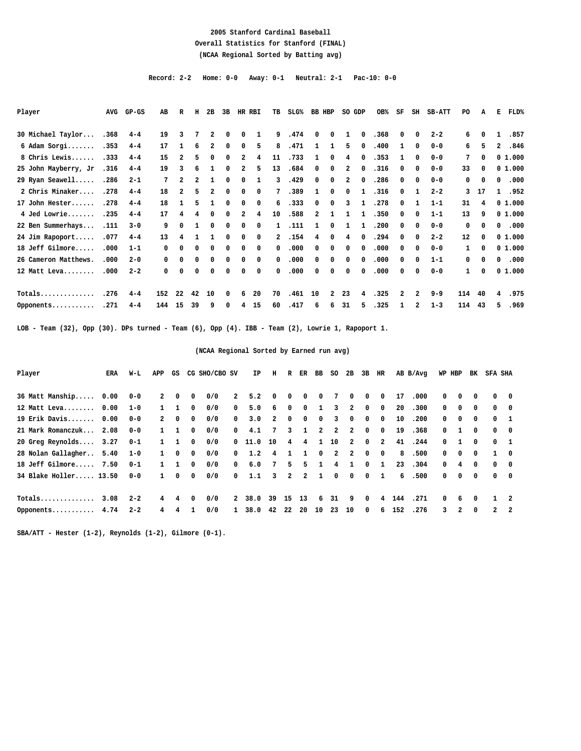**2005 Stanford Cardinal Baseball**

**Overall Statistics for Stanford (FINAL)**

**(NCAA Regional Sorted by Batting avg)**

Record: 2-2 Home: 0-0 Away: 0-1 Neutral: 2-1 Pac-10: 0-0

| Player | AVG | GP-GS | AB | R | H | 2B | 3B | HR | RBI | TB | SLG% | BB | HBP | SO | GDP | OB% | SF | SH | SB-ATT | PO | A | E | FLD% |
|---|---|---|---|---|---|---|---|---|---|---|---|---|---|---|---|---|---|---|---|---|---|---|---|
| 30 Michael Taylor... | .368 | 4-4 | 19 | 3 | 7 | 2 | 0 | 0 | 1 | 9 | .474 | 0 | 0 | 1 | 0 | .368 | 0 | 0 | 2-2 | 6 | 0 | 1 | .857 |
| 6 Adam Sorgi....... | .353 | 4-4 | 17 | 1 | 6 | 2 | 0 | 0 | 5 | 8 | .471 | 1 | 1 | 5 | 0 | .400 | 1 | 0 | 0-0 | 6 | 5 | 2 | .846 |
| 8 Chris Lewis...... | .333 | 4-4 | 15 | 2 | 5 | 0 | 0 | 2 | 4 | 11 | .733 | 1 | 0 | 4 | 0 | .353 | 1 | 0 | 0-0 | 7 | 0 | 0 | 1.000 |
| 25 John Mayberry, Jr | .316 | 4-4 | 19 | 3 | 6 | 1 | 0 | 2 | 5 | 13 | .684 | 0 | 0 | 2 | 0 | .316 | 0 | 0 | 0-0 | 33 | 0 | 0 | 1.000 |
| 29 Ryan Seawell..... | .286 | 2-1 | 7 | 2 | 2 | 1 | 0 | 0 | 1 | 3 | .429 | 0 | 0 | 2 | 0 | .286 | 0 | 0 | 0-0 | 0 | 0 | 0 | .000 |
| 2 Chris Minaker.... | .278 | 4-4 | 18 | 2 | 5 | 2 | 0 | 0 | 0 | 7 | .389 | 1 | 0 | 0 | 1 | .316 | 0 | 1 | 2-2 | 3 | 17 | 1 | .952 |
| 17 John Hester...... | .278 | 4-4 | 18 | 1 | 5 | 1 | 0 | 0 | 0 | 6 | .333 | 0 | 0 | 3 | 1 | .278 | 0 | 1 | 1-1 | 31 | 4 | 0 | 1.000 |
| 4 Jed Lowrie....... | .235 | 4-4 | 17 | 4 | 4 | 0 | 0 | 2 | 4 | 10 | .588 | 2 | 1 | 1 | 1 | .350 | 0 | 0 | 1-1 | 13 | 9 | 0 | 1.000 |
| 22 Ben Summerhays... | .111 | 3-0 | 9 | 0 | 1 | 0 | 0 | 0 | 0 | 1 | .111 | 1 | 0 | 1 | 1 | .200 | 0 | 0 | 0-0 | 0 | 0 | 0 | .000 |
| 24 Jim Rapoport..... | .077 | 4-4 | 13 | 4 | 1 | 1 | 0 | 0 | 0 | 2 | .154 | 4 | 0 | 4 | 0 | .294 | 0 | 0 | 2-2 | 12 | 0 | 0 | 1.000 |
| 18 Jeff Gilmore..... | .000 | 1-1 | 0 | 0 | 0 | 0 | 0 | 0 | 0 | 0 | .000 | 0 | 0 | 0 | 0 | .000 | 0 | 0 | 0-0 | 1 | 0 | 0 | 1.000 |
| 26 Cameron Matthews. | .000 | 2-0 | 0 | 0 | 0 | 0 | 0 | 0 | 0 | 0 | .000 | 0 | 0 | 0 | 0 | .000 | 0 | 0 | 1-1 | 0 | 0 | 0 | .000 |
| 12 Matt Leva........ | .000 | 2-2 | 0 | 0 | 0 | 0 | 0 | 0 | 0 | 0 | .000 | 0 | 0 | 0 | 0 | .000 | 0 | 0 | 0-0 | 1 | 0 | 0 | 1.000 |
| Totals.............. | .276 | 4-4 | 152 | 22 | 42 | 10 | 0 | 6 | 20 | 70 | .461 | 10 | 2 | 23 | 4 | .325 | 2 | 2 | 9-9 | 114 | 40 | 4 | .975 |
| Opponents........... | .271 | 4-4 | 144 | 15 | 39 | 9 | 0 | 4 | 15 | 60 | .417 | 6 | 6 | 31 | 5 | .325 | 1 | 2 | 1-3 | 114 | 43 | 5 | .969 |

LOB - Team (32), Opp (30). DPs turned - Team (6), Opp (4). IBB - Team (2), Lowrie 1, Rapoport 1.

**(NCAA Regional Sorted by Earned run avg)**

| Player | ERA | W-L | APP | GS | CG | SHO/CBO | SV | IP | H | R | ER | BB | SO | 2B | 3B | HR | AB | B/Avg | WP | HBP | BK | SFA | SHA |
|---|---|---|---|---|---|---|---|---|---|---|---|---|---|---|---|---|---|---|---|---|---|---|---|
| 36 Matt Manship..... | 0.00 | 0-0 | 2 | 0 | 0 | 0/0 | 2 | 5.2 | 0 | 0 | 0 | 0 | 7 | 0 | 0 | 0 | 17 | .000 | 0 | 0 | 0 | 0 | 0 |
| 12 Matt Leva........ | 0.00 | 1-0 | 1 | 1 | 0 | 0/0 | 0 | 5.0 | 6 | 0 | 0 | 1 | 3 | 2 | 0 | 0 | 20 | .300 | 0 | 0 | 0 | 0 | 0 |
| 19 Erik Davis....... | 0.00 | 0-0 | 2 | 0 | 0 | 0/0 | 0 | 3.0 | 2 | 0 | 0 | 0 | 3 | 0 | 0 | 0 | 10 | .200 | 0 | 0 | 0 | 0 | 1 |
| 21 Mark Romanczuk... | 2.08 | 0-0 | 1 | 1 | 0 | 0/0 | 0 | 4.1 | 7 | 3 | 1 | 2 | 2 | 2 | 0 | 0 | 19 | .368 | 0 | 1 | 0 | 0 | 0 |
| 20 Greg Reynolds.... | 3.27 | 0-1 | 1 | 1 | 0 | 0/0 | 0 | 11.0 | 10 | 4 | 4 | 1 | 10 | 2 | 0 | 2 | 41 | .244 | 0 | 1 | 0 | 0 | 1 |
| 28 Nolan Gallagher.. | 5.40 | 1-0 | 1 | 0 | 0 | 0/0 | 0 | 1.2 | 4 | 1 | 1 | 0 | 2 | 2 | 0 | 0 | 8 | .500 | 0 | 0 | 0 | 1 | 0 |
| 18 Jeff Gilmore..... | 7.50 | 0-1 | 1 | 1 | 0 | 0/0 | 0 | 6.0 | 7 | 5 | 5 | 1 | 4 | 1 | 0 | 1 | 23 | .304 | 0 | 4 | 0 | 0 | 0 |
| 34 Blake Holler..... | 13.50 | 0-0 | 1 | 0 | 0 | 0/0 | 0 | 1.1 | 3 | 2 | 2 | 1 | 0 | 0 | 0 | 1 | 6 | .500 | 0 | 0 | 0 | 0 | 0 |
| Totals.............. | 3.08 | 2-2 | 4 | 4 | 0 | 0/0 | 2 | 38.0 | 39 | 15 | 13 | 6 | 31 | 9 | 0 | 4 | 144 | .271 | 0 | 6 | 0 | 1 | 2 |
| Opponents........... | 4.74 | 2-2 | 4 | 4 | 1 | 0/0 | 1 | 38.0 | 42 | 22 | 20 | 10 | 23 | 10 | 0 | 6 | 152 | .276 | 3 | 2 | 0 | 2 | 2 |

SBA/ATT - Hester (1-2), Reynolds (1-2), Gilmore (0-1).